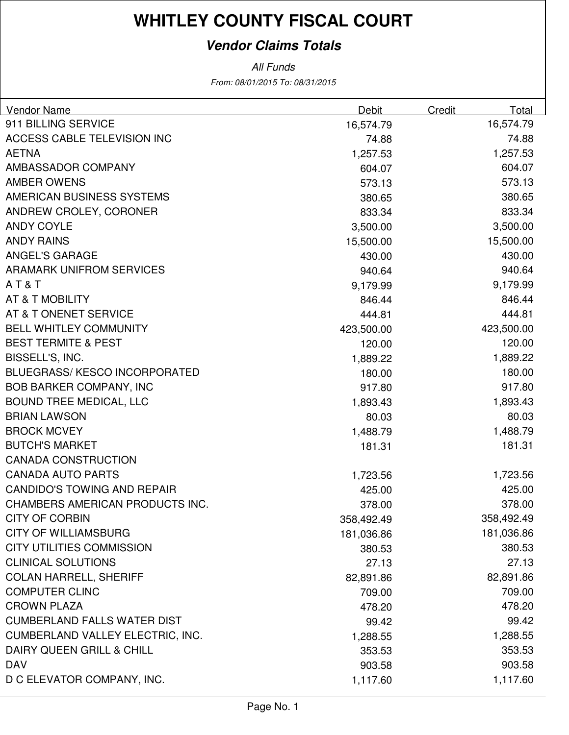# WHITLEY COUNTY FISCAL COURT

## *Vendor Claims Totals*

*All Funds*

*From: 08/01/2015 To: 08/31/2015*

| Vendor Name | Debit | Credit | Total |
|---|---|---|---|
| 911 BILLING SERVICE | 16,574.79 | | 16,574.79 |
| ACCESS CABLE TELEVISION INC | 74.88 | | 74.88 |
| AETNA | 1,257.53 | | 1,257.53 |
| AMBASSADOR COMPANY | 604.07 | | 604.07 |
| AMBER OWENS | 573.13 | | 573.13 |
| AMERICAN BUSINESS SYSTEMS | 380.65 | | 380.65 |
| ANDREW CROLEY, CORONER | 833.34 | | 833.34 |
| ANDY COYLE | 3,500.00 | | 3,500.00 |
| ANDY RAINS | 15,500.00 | | 15,500.00 |
| ANGEL'S GARAGE | 430.00 | | 430.00 |
| ARAMARK UNIFROM SERVICES | 940.64 | | 940.64 |
| A T & T | 9,179.99 | | 9,179.99 |
| AT & T MOBILITY | 846.44 | | 846.44 |
| AT & T ONENET SERVICE | 444.81 | | 444.81 |
| BELL WHITLEY COMMUNITY | 423,500.00 | | 423,500.00 |
| BEST TERMITE & PEST | 120.00 | | 120.00 |
| BISSELL'S, INC. | 1,889.22 | | 1,889.22 |
| BLUEGRASS/ KESCO INCORPORATED | 180.00 | | 180.00 |
| BOB BARKER COMPANY, INC | 917.80 | | 917.80 |
| BOUND TREE MEDICAL, LLC | 1,893.43 | | 1,893.43 |
| BRIAN LAWSON | 80.03 | | 80.03 |
| BROCK MCVEY | 1,488.79 | | 1,488.79 |
| BUTCH'S MARKET | 181.31 | | 181.31 |
| CANADA CONSTRUCTION | | | |
| CANADA AUTO PARTS | 1,723.56 | | 1,723.56 |
| CANDIDO'S TOWING AND REPAIR | 425.00 | | 425.00 |
| CHAMBERS AMERICAN PRODUCTS INC. | 378.00 | | 378.00 |
| CITY OF CORBIN | 358,492.49 | | 358,492.49 |
| CITY OF WILLIAMSBURG | 181,036.86 | | 181,036.86 |
| CITY UTILITIES COMMISSION | 380.53 | | 380.53 |
| CLINICAL SOLUTIONS | 27.13 | | 27.13 |
| COLAN HARRELL, SHERIFF | 82,891.86 | | 82,891.86 |
| COMPUTER CLINC | 709.00 | | 709.00 |
| CROWN PLAZA | 478.20 | | 478.20 |
| CUMBERLAND FALLS WATER DIST | 99.42 | | 99.42 |
| CUMBERLAND VALLEY ELECTRIC, INC. | 1,288.55 | | 1,288.55 |
| DAIRY QUEEN GRILL & CHILL | 353.53 | | 353.53 |
| DAV | 903.58 | | 903.58 |
| D C ELEVATOR COMPANY, INC. | 1,117.60 | | 1,117.60 |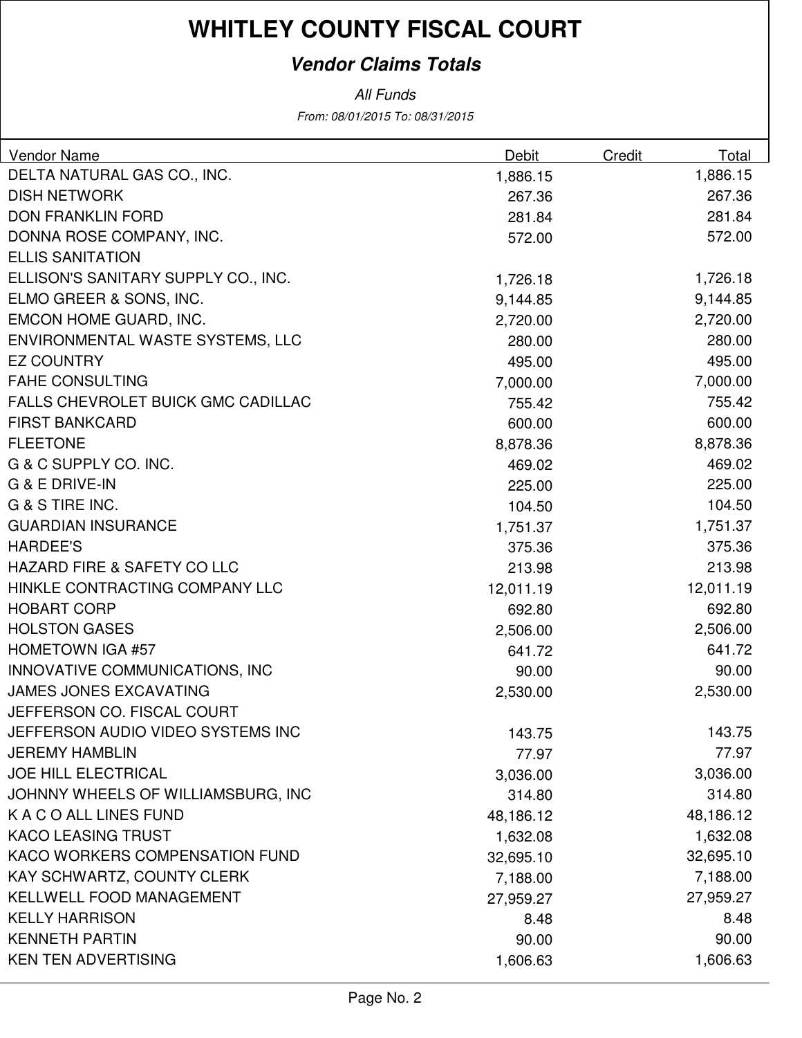# WHITLEY COUNTY FISCAL COURT

## *Vendor Claims Totals*

*All Funds*

*From: 08/01/2015 To: 08/31/2015*

| Vendor Name | Debit | Credit | Total |
|---|---|---|---|
| DELTA NATURAL GAS CO., INC. | 1,886.15 | | 1,886.15 |
| DISH NETWORK | 267.36 | | 267.36 |
| DON FRANKLIN FORD | 281.84 | | 281.84 |
| DONNA ROSE COMPANY, INC. | 572.00 | | 572.00 |
| ELLIS SANITATION | | | |
| ELLISON'S SANITARY SUPPLY CO., INC. | 1,726.18 | | 1,726.18 |
| ELMO GREER & SONS, INC. | 9,144.85 | | 9,144.85 |
| EMCON HOME GUARD, INC. | 2,720.00 | | 2,720.00 |
| ENVIRONMENTAL WASTE SYSTEMS, LLC | 280.00 | | 280.00 |
| EZ COUNTRY | 495.00 | | 495.00 |
| FAHE CONSULTING | 7,000.00 | | 7,000.00 |
| FALLS CHEVROLET BUICK GMC CADILLAC | 755.42 | | 755.42 |
| FIRST BANKCARD | 600.00 | | 600.00 |
| FLEETONE | 8,878.36 | | 8,878.36 |
| G & C SUPPLY CO. INC. | 469.02 | | 469.02 |
| G & E DRIVE-IN | 225.00 | | 225.00 |
| G & S TIRE INC. | 104.50 | | 104.50 |
| GUARDIAN INSURANCE | 1,751.37 | | 1,751.37 |
| HARDEE'S | 375.36 | | 375.36 |
| HAZARD FIRE & SAFETY CO LLC | 213.98 | | 213.98 |
| HINKLE CONTRACTING COMPANY LLC | 12,011.19 | | 12,011.19 |
| HOBART CORP | 692.80 | | 692.80 |
| HOLSTON GASES | 2,506.00 | | 2,506.00 |
| HOMETOWN IGA #57 | 641.72 | | 641.72 |
| INNOVATIVE COMMUNICATIONS, INC | 90.00 | | 90.00 |
| JAMES JONES EXCAVATING | 2,530.00 | | 2,530.00 |
| JEFFERSON CO. FISCAL COURT | | | |
| JEFFERSON AUDIO VIDEO SYSTEMS INC | 143.75 | | 143.75 |
| JEREMY HAMBLIN | 77.97 | | 77.97 |
| JOE HILL ELECTRICAL | 3,036.00 | | 3,036.00 |
| JOHNNY WHEELS OF WILLIAMSBURG, INC | 314.80 | | 314.80 |
| K A C O ALL LINES FUND | 48,186.12 | | 48,186.12 |
| KACO LEASING TRUST | 1,632.08 | | 1,632.08 |
| KACO WORKERS COMPENSATION FUND | 32,695.10 | | 32,695.10 |
| KAY SCHWARTZ, COUNTY CLERK | 7,188.00 | | 7,188.00 |
| KELLWELL FOOD MANAGEMENT | 27,959.27 | | 27,959.27 |
| KELLY HARRISON | 8.48 | | 8.48 |
| KENNETH PARTIN | 90.00 | | 90.00 |
| KEN TEN ADVERTISING | 1,606.63 | | 1,606.63 |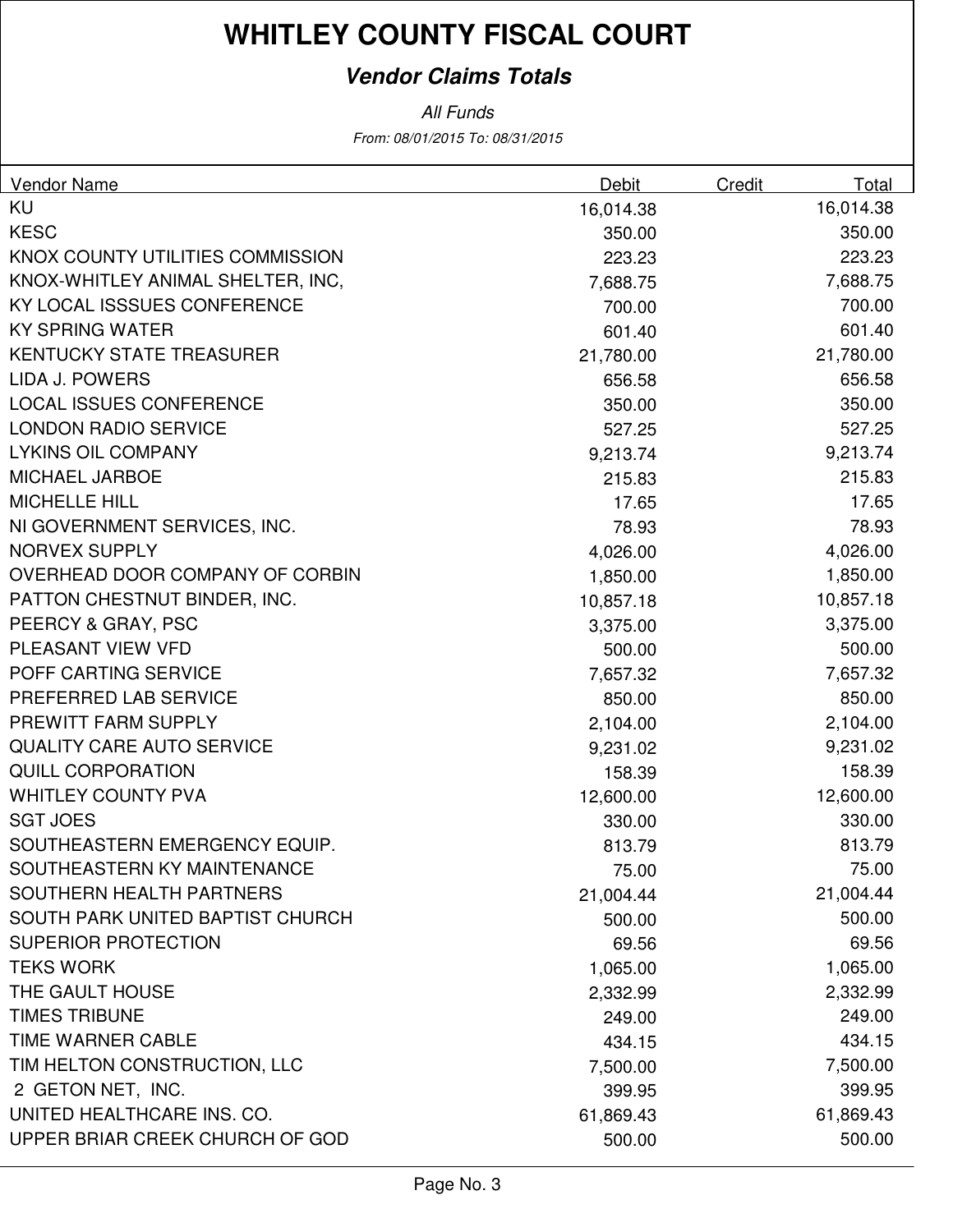# WHITLEY COUNTY FISCAL COURT

## *Vendor Claims Totals*

*All Funds*

*From: 08/01/2015 To: 08/31/2015*

| Vendor Name | Debit | Credit | Total |
|---|---|---|---|
| KU | 16,014.38 | | 16,014.38 |
| KESC | 350.00 | | 350.00 |
| KNOX COUNTY UTILITIES COMMISSION | 223.23 | | 223.23 |
| KNOX-WHITLEY ANIMAL SHELTER, INC, | 7,688.75 | | 7,688.75 |
| KY LOCAL ISSSUES CONFERENCE | 700.00 | | 700.00 |
| KY SPRING WATER | 601.40 | | 601.40 |
| KENTUCKY STATE TREASURER | 21,780.00 | | 21,780.00 |
| LIDA J. POWERS | 656.58 | | 656.58 |
| LOCAL ISSUES CONFERENCE | 350.00 | | 350.00 |
| LONDON RADIO SERVICE | 527.25 | | 527.25 |
| LYKINS OIL COMPANY | 9,213.74 | | 9,213.74 |
| MICHAEL JARBOE | 215.83 | | 215.83 |
| MICHELLE HILL | 17.65 | | 17.65 |
| NI GOVERNMENT SERVICES, INC. | 78.93 | | 78.93 |
| NORVEX SUPPLY | 4,026.00 | | 4,026.00 |
| OVERHEAD DOOR COMPANY OF CORBIN | 1,850.00 | | 1,850.00 |
| PATTON CHESTNUT BINDER, INC. | 10,857.18 | | 10,857.18 |
| PEERCY & GRAY, PSC | 3,375.00 | | 3,375.00 |
| PLEASANT VIEW VFD | 500.00 | | 500.00 |
| POFF CARTING SERVICE | 7,657.32 | | 7,657.32 |
| PREFERRED LAB SERVICE | 850.00 | | 850.00 |
| PREWITT FARM SUPPLY | 2,104.00 | | 2,104.00 |
| QUALITY CARE AUTO SERVICE | 9,231.02 | | 9,231.02 |
| QUILL CORPORATION | 158.39 | | 158.39 |
| WHITLEY COUNTY PVA | 12,600.00 | | 12,600.00 |
| SGT JOES | 330.00 | | 330.00 |
| SOUTHEASTERN EMERGENCY EQUIP. | 813.79 | | 813.79 |
| SOUTHEASTERN KY MAINTENANCE | 75.00 | | 75.00 |
| SOUTHERN HEALTH PARTNERS | 21,004.44 | | 21,004.44 |
| SOUTH PARK UNITED BAPTIST CHURCH | 500.00 | | 500.00 |
| SUPERIOR PROTECTION | 69.56 | | 69.56 |
| TEKS WORK | 1,065.00 | | 1,065.00 |
| THE GAULT HOUSE | 2,332.99 | | 2,332.99 |
| TIMES TRIBUNE | 249.00 | | 249.00 |
| TIME WARNER CABLE | 434.15 | | 434.15 |
| TIM HELTON CONSTRUCTION, LLC | 7,500.00 | | 7,500.00 |
| 2 GETON NET, INC. | 399.95 | | 399.95 |
| UNITED HEALTHCARE INS. CO. | 61,869.43 | | 61,869.43 |
| UPPER BRIAR CREEK CHURCH OF GOD | 500.00 | | 500.00 |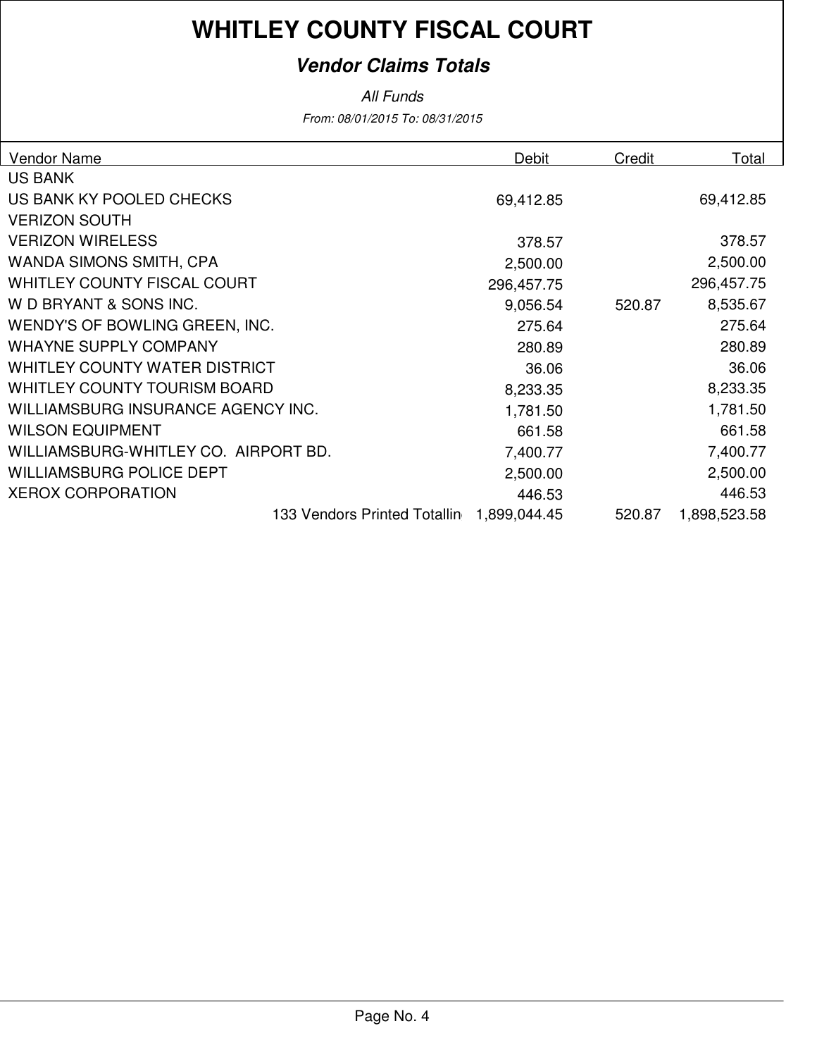# WHITLEY COUNTY FISCAL COURT

## *Vendor Claims Totals*

*All Funds*

*From: 08/01/2015 To: 08/31/2015*

| Vendor Name | Debit | Credit | Total |
|---|---|---|---|
| US BANK | | | |
| US BANK KY POOLED CHECKS | 69,412.85 | | 69,412.85 |
| VERIZON SOUTH | | | |
| VERIZON WIRELESS | 378.57 | | 378.57 |
| WANDA SIMONS SMITH, CPA | 2,500.00 | | 2,500.00 |
| WHITLEY COUNTY FISCAL COURT | 296,457.75 | | 296,457.75 |
| W D BRYANT & SONS INC. | 9,056.54 | 520.87 | 8,535.67 |
| WENDY'S OF BOWLING GREEN, INC. | 275.64 | | 275.64 |
| WHAYNE SUPPLY COMPANY | 280.89 | | 280.89 |
| WHITLEY COUNTY WATER DISTRICT | 36.06 | | 36.06 |
| WHITLEY COUNTY TOURISM BOARD | 8,233.35 | | 8,233.35 |
| WILLIAMSBURG INSURANCE AGENCY INC. | 1,781.50 | | 1,781.50 |
| WILSON EQUIPMENT | 661.58 | | 661.58 |
| WILLIAMSBURG-WHITLEY CO. AIRPORT BD. | 7,400.77 | | 7,400.77 |
| WILLIAMSBURG POLICE DEPT | 2,500.00 | | 2,500.00 |
| XEROX CORPORATION | 446.53 | | 446.53 |
| 133 Vendors Printed Totallin | 1,899,044.45 | 520.87 | 1,898,523.58 |